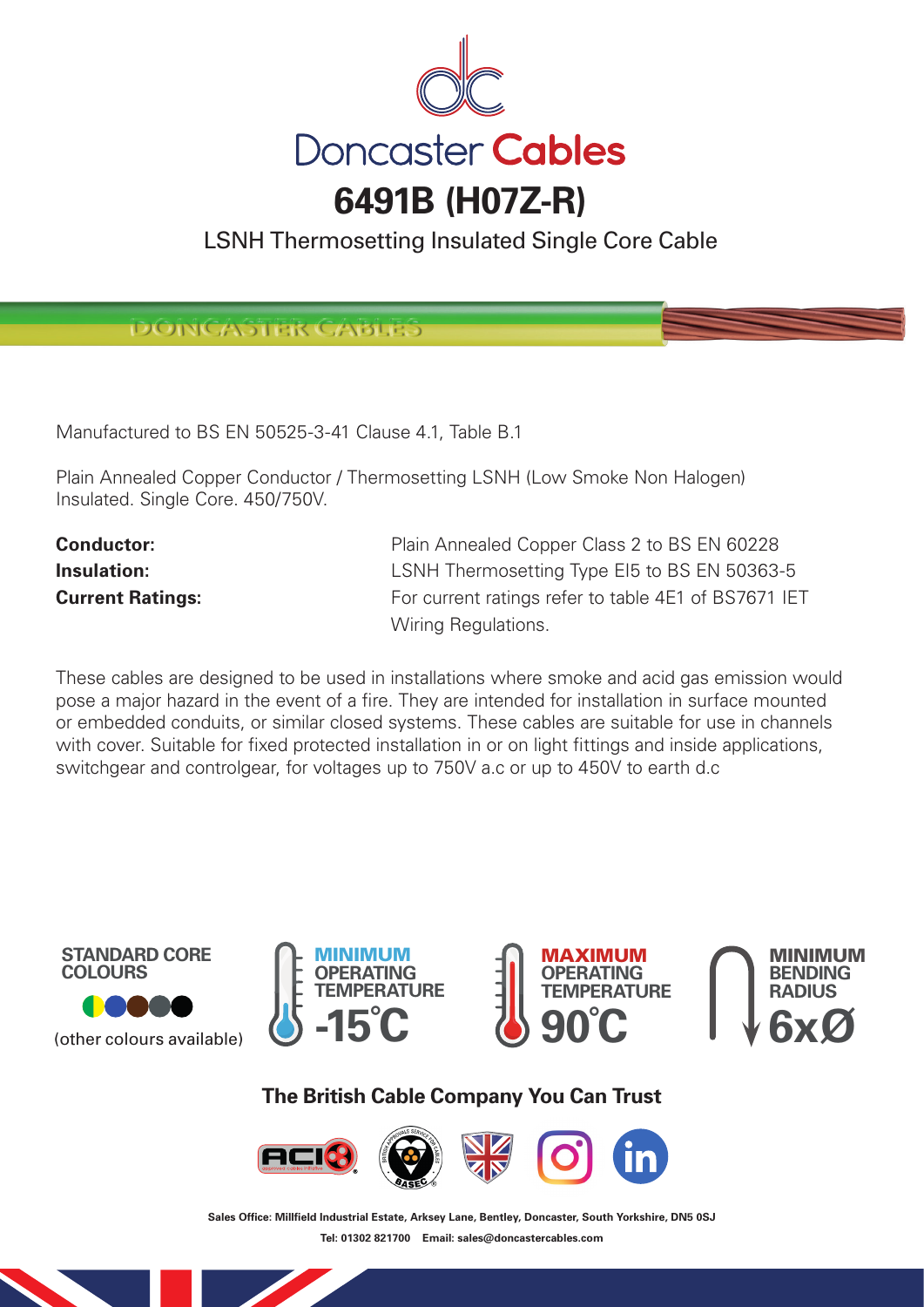# Doncaster Cables

## 6491B (H07Z-R)

LSNH Thermosetting Insulated Single Core Cable

Manufactured to BS EN 50525-3-41 Clause 4.1, Table B.1

Plain Annealed Copper Conductor / Thermosetting LSNH (Low Smoke Non Halogen) Insulated. Single Core. 450/750V.

**Conductor:** Plain Annealed Copper Class 2 to BS EN 60228

**Insulation:** LSNH Thermosetting Type EI5 to BS EN 50363-5

**Current Ratings:** For current ratings refer to table 4E1 of BS7671 IET Wiring Regulations.

These cables are designed to be used in installations where smoke and acid gas emission would pose a major hazard in the event of a fire. They are intended for installation in surface mounted or embedded conduits, or similar closed systems. These cables are suitable for use in channels with cover. Suitable for fixed protected installation in or on light fittings and inside applications, switchgear and controlgear, for voltages up to 750V a.c or up to 450V to earth d.c

**STANDARD CORE COLOURS**
(other colours available)

**MINIMUM OPERATING TEMPERATURE** -15°C

**MAXIMUM OPERATING TEMPERATURE** 90°C

**MINIMUM BENDING RADIUS** 6xØ

**The British Cable Company You Can Trust**

**Sales Office: Millfield Industrial Estate, Arksey Lane, Bentley, Doncaster, South Yorkshire, DN5 0SJ**

**Tel: 01302 821700 Email: sales@doncastercables.com**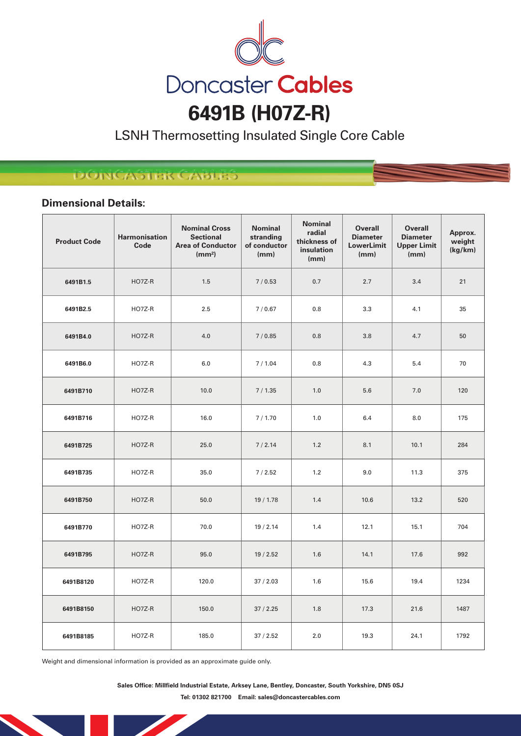Doncaster Cables

# 6491B (H07Z-R)

## LSNH Thermosetting Insulated Single Core Cable

### Dimensional Details:

| Product Code | Harmonisation Code | Nominal Cross Sectional Area of Conductor (mm²) | Nominal stranding of conductor (mm) | Nominal radial thickness of insulation (mm) | Overall Diameter LowerLimit (mm) | Overall Diameter Upper Limit (mm) | Approx. weight (kg/km) |
|---|---|---|---|---|---|---|---|
| 6491B1.5 | HO7Z-R | 1.5 | 7 / 0.53 | 0.7 | 2.7 | 3.4 | 21 |
| 6491B2.5 | HO7Z-R | 2.5 | 7 / 0.67 | 0.8 | 3.3 | 4.1 | 35 |
| 6491B4.0 | HO7Z-R | 4.0 | 7 / 0.85 | 0.8 | 3.8 | 4.7 | 50 |
| 6491B6.0 | HO7Z-R | 6.0 | 7 / 1.04 | 0.8 | 4.3 | 5.4 | 70 |
| 6491B710 | HO7Z-R | 10.0 | 7 / 1.35 | 1.0 | 5.6 | 7.0 | 120 |
| 6491B716 | HO7Z-R | 16.0 | 7 / 1.70 | 1.0 | 6.4 | 8.0 | 175 |
| 6491B725 | HO7Z-R | 25.0 | 7 / 2.14 | 1.2 | 8.1 | 10.1 | 284 |
| 6491B735 | HO7Z-R | 35.0 | 7 / 2.52 | 1.2 | 9.0 | 11.3 | 375 |
| 6491B750 | HO7Z-R | 50.0 | 19 / 1.78 | 1.4 | 10.6 | 13.2 | 520 |
| 6491B770 | HO7Z-R | 70.0 | 19 / 2.14 | 1.4 | 12.1 | 15.1 | 704 |
| 6491B795 | HO7Z-R | 95.0 | 19 / 2.52 | 1.6 | 14.1 | 17.6 | 992 |
| 6491B8120 | HO7Z-R | 120.0 | 37 / 2.03 | 1.6 | 15.6 | 19.4 | 1234 |
| 6491B8150 | HO7Z-R | 150.0 | 37 / 2.25 | 1.8 | 17.3 | 21.6 | 1487 |
| 6491B8185 | HO7Z-R | 185.0 | 37 / 2.52 | 2.0 | 19.3 | 24.1 | 1792 |

Weight and dimensional information is provided as an approximate guide only.

**Sales Office: Millfield Industrial Estate, Arksey Lane, Bentley, Doncaster, South Yorkshire, DN5 0SJ**

**Tel: 01302 821700 Email: sales@doncastercables.com**